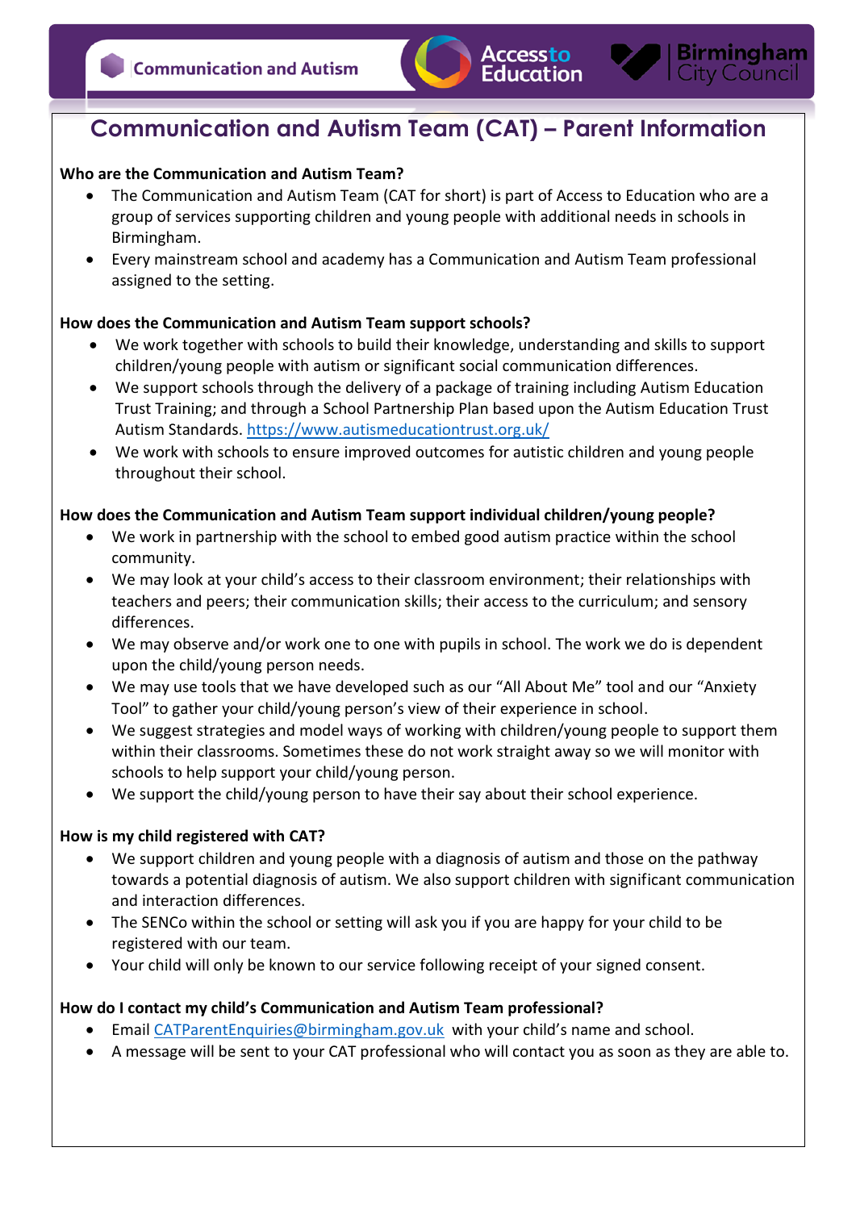# Communication and Autism Team (CAT) – Parent Information

**Who are the Communication and Autism Team?**

- The Communication and Autism Team (CAT for short) is part of Access to Education who are a group of services supporting children and young people with additional needs in schools in Birmingham.
- Every mainstream school and academy has a Communication and Autism Team professional assigned to the setting.

**How does the Communication and Autism Team support schools?**

- We work together with schools to build their knowledge, understanding and skills to support children/young people with autism or significant social communication differences.
- We support schools through the delivery of a package of training including Autism Education Trust Training; and through a School Partnership Plan based upon the Autism Education Trust Autism Standards. https://www.autismeducationtrust.org.uk/
- We work with schools to ensure improved outcomes for autistic children and young people throughout their school.

**How does the Communication and Autism Team support individual children/young people?**

- We work in partnership with the school to embed good autism practice within the school community.
- We may look at your child's access to their classroom environment; their relationships with teachers and peers; their communication skills; their access to the curriculum; and sensory differences.
- We may observe and/or work one to one with pupils in school. The work we do is dependent upon the child/young person needs.
- We may use tools that we have developed such as our "All About Me" tool and our "Anxiety Tool" to gather your child/young person's view of their experience in school.
- We suggest strategies and model ways of working with children/young people to support them within their classrooms. Sometimes these do not work straight away so we will monitor with schools to help support your child/young person.
- We support the child/young person to have their say about their school experience.

**How is my child registered with CAT?**

- We support children and young people with a diagnosis of autism and those on the pathway towards a potential diagnosis of autism. We also support children with significant communication and interaction differences.
- The SENCo within the school or setting will ask you if you are happy for your child to be registered with our team.
- Your child will only be known to our service following receipt of your signed consent.

**How do I contact my child's Communication and Autism Team professional?**

- Email CATParentEnquiries@birmingham.gov.uk with your child's name and school.
- A message will be sent to your CAT professional who will contact you as soon as they are able to.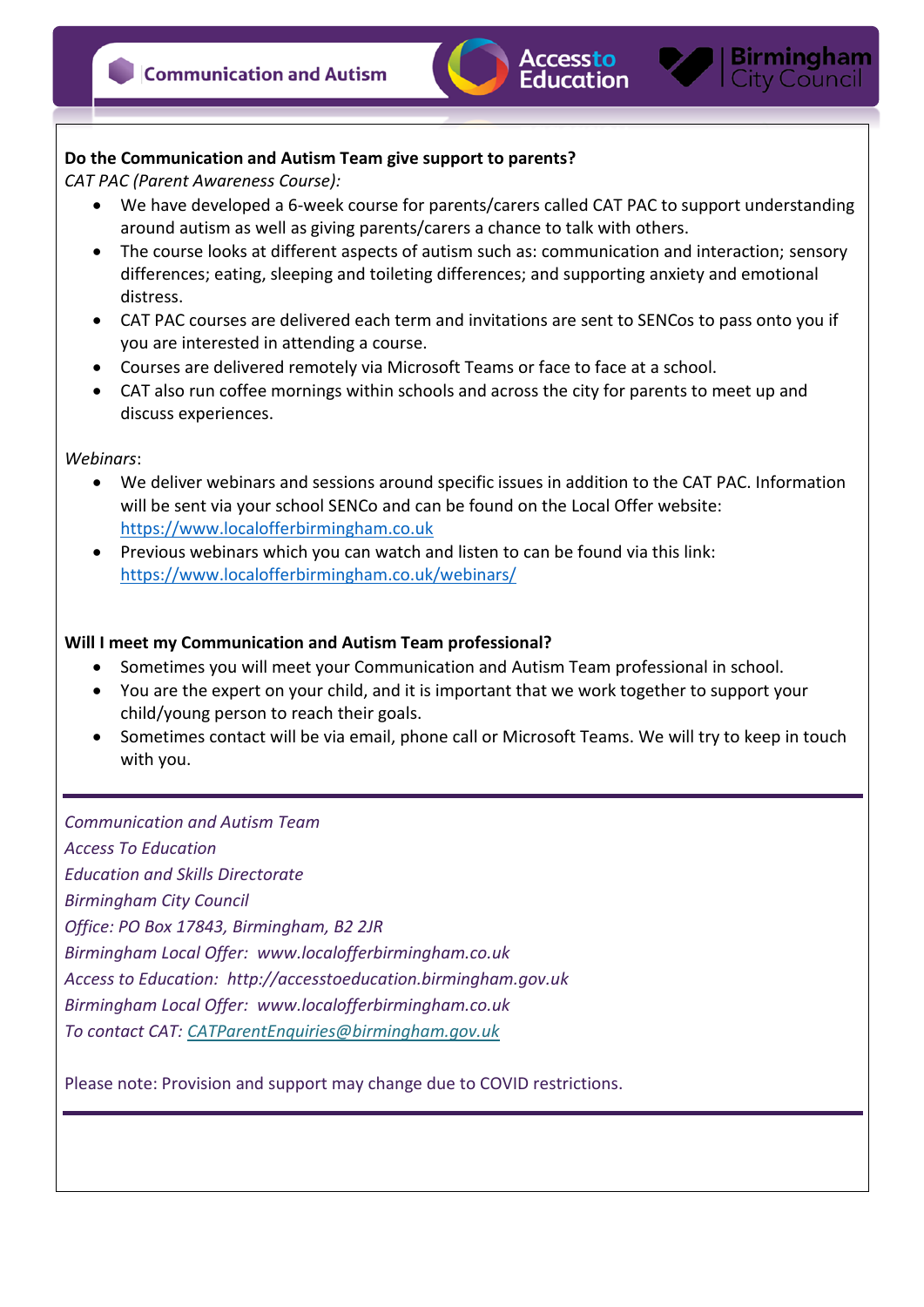**Do the Communication and Autism Team give support to parents?**

*CAT PAC (Parent Awareness Course):*

- We have developed a 6-week course for parents/carers called CAT PAC to support understanding around autism as well as giving parents/carers a chance to talk with others.
- The course looks at different aspects of autism such as: communication and interaction; sensory differences; eating, sleeping and toileting differences; and supporting anxiety and emotional distress.
- CAT PAC courses are delivered each term and invitations are sent to SENCos to pass onto you if you are interested in attending a course.
- Courses are delivered remotely via Microsoft Teams or face to face at a school.
- CAT also run coffee mornings within schools and across the city for parents to meet up and discuss experiences.

*Webinars*:

- We deliver webinars and sessions around specific issues in addition to the CAT PAC. Information will be sent via your school SENCo and can be found on the Local Offer website: https://www.localofferbirmingham.co.uk
- Previous webinars which you can watch and listen to can be found via this link: https://www.localofferbirmingham.co.uk/webinars/

**Will I meet my Communication and Autism Team professional?**

- Sometimes you will meet your Communication and Autism Team professional in school.
- You are the expert on your child, and it is important that we work together to support your child/young person to reach their goals.
- Sometimes contact will be via email, phone call or Microsoft Teams. We will try to keep in touch with you.

*Communication and Autism Team*
*Access To Education*
*Education and Skills Directorate*
*Birmingham City Council*
*Office: PO Box 17843, Birmingham, B2 2JR*
*Birmingham Local Offer: www.localofferbirmingham.co.uk*
*Access to Education: http://accesstoeducation.birmingham.gov.uk*
*Birmingham Local Offer: www.localofferbirmingham.co.uk*
*To contact CAT: CATParentEnquiries@birmingham.gov.uk*

Please note: Provision and support may change due to COVID restrictions.